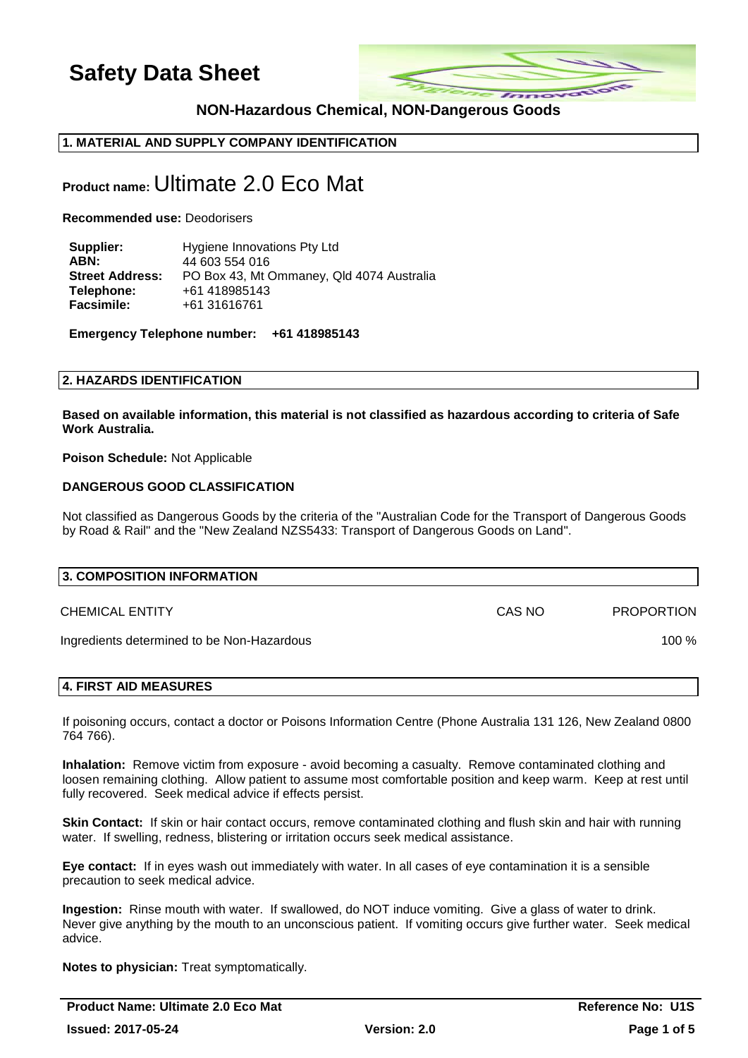# Safety Data Sheet

**NON-Hazardous Chemical, NON-Dangerous Goods**

## 1. MATERIAL AND SUPPLY COMPANY IDENTIFICATION

**Product name:** Ultimate 2.0 Eco Mat

**Recommended use:** Deodorisers

| | |
|---|---|
| **Supplier:** | Hygiene Innovations Pty Ltd |
| **ABN:** | 44 603 554 016 |
| **Street Address:** | PO Box 43, Mt Ommaney, Qld 4074 Australia |
| **Telephone:** | +61 418985143 |
| **Facsimile:** | +61 31616761 |

**Emergency Telephone number: +61 418985143**

## 2. HAZARDS IDENTIFICATION

**Based on available information, this material is not classified as hazardous according to criteria of Safe Work Australia.**

**Poison Schedule:** Not Applicable

**DANGEROUS GOOD CLASSIFICATION**

Not classified as Dangerous Goods by the criteria of the "Australian Code for the Transport of Dangerous Goods by Road & Rail" and the "New Zealand NZS5433: Transport of Dangerous Goods on Land".

## 3. COMPOSITION INFORMATION

| CHEMICAL ENTITY | CAS NO | PROPORTION |
|---|---|---|
| Ingredients determined to be Non-Hazardous | | 100 % |

## 4. FIRST AID MEASURES

If poisoning occurs, contact a doctor or Poisons Information Centre (Phone Australia 131 126, New Zealand 0800 764 766).

**Inhalation:** Remove victim from exposure - avoid becoming a casualty. Remove contaminated clothing and loosen remaining clothing. Allow patient to assume most comfortable position and keep warm. Keep at rest until fully recovered. Seek medical advice if effects persist.

**Skin Contact:** If skin or hair contact occurs, remove contaminated clothing and flush skin and hair with running water. If swelling, redness, blistering or irritation occurs seek medical assistance.

**Eye contact:** If in eyes wash out immediately with water. In all cases of eye contamination it is a sensible precaution to seek medical advice.

**Ingestion:** Rinse mouth with water. If swallowed, do NOT induce vomiting. Give a glass of water to drink. Never give anything by the mouth to an unconscious patient. If vomiting occurs give further water. Seek medical advice.

**Notes to physician:** Treat symptomatically.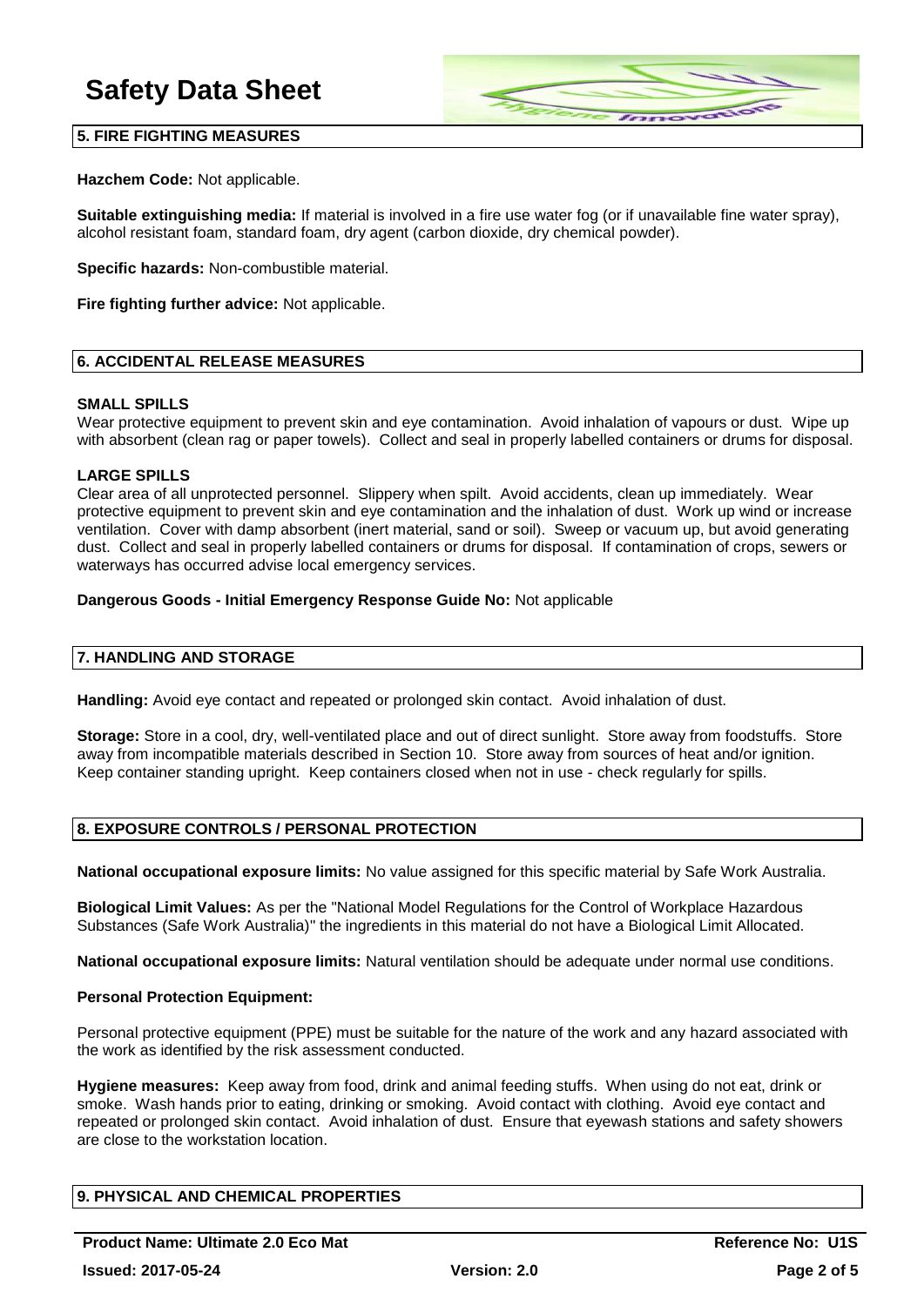## 5. FIRE FIGHTING MEASURES

**Hazchem Code:** Not applicable.

**Suitable extinguishing media:** If material is involved in a fire use water fog (or if unavailable fine water spray), alcohol resistant foam, standard foam, dry agent (carbon dioxide, dry chemical powder).

**Specific hazards:** Non-combustible material.

**Fire fighting further advice:** Not applicable.

## 6. ACCIDENTAL RELEASE MEASURES

**SMALL SPILLS**

Wear protective equipment to prevent skin and eye contamination. Avoid inhalation of vapours or dust. Wipe up with absorbent (clean rag or paper towels). Collect and seal in properly labelled containers or drums for disposal.

**LARGE SPILLS**

Clear area of all unprotected personnel. Slippery when spilt. Avoid accidents, clean up immediately. Wear protective equipment to prevent skin and eye contamination and the inhalation of dust. Work up wind or increase ventilation. Cover with damp absorbent (inert material, sand or soil). Sweep or vacuum up, but avoid generating dust. Collect and seal in properly labelled containers or drums for disposal. If contamination of crops, sewers or waterways has occurred advise local emergency services.

**Dangerous Goods - Initial Emergency Response Guide No:** Not applicable

## 7. HANDLING AND STORAGE

**Handling:** Avoid eye contact and repeated or prolonged skin contact. Avoid inhalation of dust.

**Storage:** Store in a cool, dry, well-ventilated place and out of direct sunlight. Store away from foodstuffs. Store away from incompatible materials described in Section 10. Store away from sources of heat and/or ignition. Keep container standing upright. Keep containers closed when not in use - check regularly for spills.

## 8. EXPOSURE CONTROLS / PERSONAL PROTECTION

**National occupational exposure limits:** No value assigned for this specific material by Safe Work Australia.

**Biological Limit Values:** As per the "National Model Regulations for the Control of Workplace Hazardous Substances (Safe Work Australia)" the ingredients in this material do not have a Biological Limit Allocated.

**National occupational exposure limits:** Natural ventilation should be adequate under normal use conditions.

**Personal Protection Equipment:**

Personal protective equipment (PPE) must be suitable for the nature of the work and any hazard associated with the work as identified by the risk assessment conducted.

**Hygiene measures:** Keep away from food, drink and animal feeding stuffs. When using do not eat, drink or smoke. Wash hands prior to eating, drinking or smoking. Avoid contact with clothing. Avoid eye contact and repeated or prolonged skin contact. Avoid inhalation of dust. Ensure that eyewash stations and safety showers are close to the workstation location.

## 9. PHYSICAL AND CHEMICAL PROPERTIES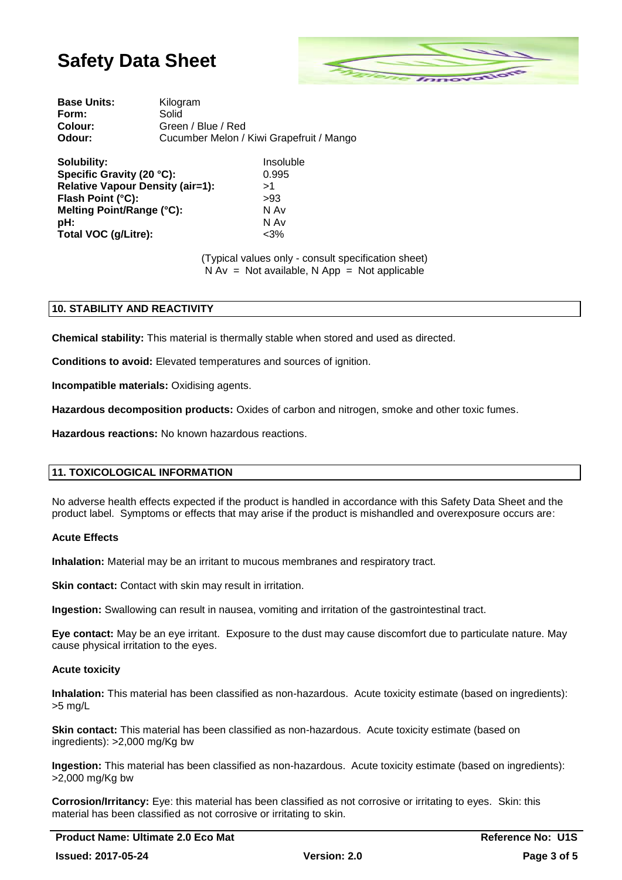# Safety Data Sheet

| | |
|---|---|
| **Base Units:** | Kilogram |
| **Form:** | Solid |
| **Colour:** | Green / Blue / Red |
| **Odour:** | Cucumber Melon / Kiwi Grapefruit / Mango |

| | |
|---|---|
| **Solubility:** | Insoluble |
| **Specific Gravity (20 °C):** | 0.995 |
| **Relative Vapour Density (air=1):** | >1 |
| **Flash Point (°C):** | >93 |
| **Melting Point/Range (°C):** | N Av |
| **pH:** | N Av |
| **Total VOC (g/Litre):** | <3% |

(Typical values only - consult specification sheet)
N Av = Not available, N App = Not applicable

## 10. STABILITY AND REACTIVITY

**Chemical stability:** This material is thermally stable when stored and used as directed.

**Conditions to avoid:** Elevated temperatures and sources of ignition.

**Incompatible materials:** Oxidising agents.

**Hazardous decomposition products:** Oxides of carbon and nitrogen, smoke and other toxic fumes.

**Hazardous reactions:** No known hazardous reactions.

## 11. TOXICOLOGICAL INFORMATION

No adverse health effects expected if the product is handled in accordance with this Safety Data Sheet and the product label. Symptoms or effects that may arise if the product is mishandled and overexposure occurs are:

### Acute Effects

**Inhalation:** Material may be an irritant to mucous membranes and respiratory tract.

**Skin contact:** Contact with skin may result in irritation.

**Ingestion:** Swallowing can result in nausea, vomiting and irritation of the gastrointestinal tract.

**Eye contact:** May be an eye irritant. Exposure to the dust may cause discomfort due to particulate nature. May cause physical irritation to the eyes.

### Acute toxicity

**Inhalation:** This material has been classified as non-hazardous. Acute toxicity estimate (based on ingredients): >5 mg/L

**Skin contact:** This material has been classified as non-hazardous. Acute toxicity estimate (based on ingredients): >2,000 mg/Kg bw

**Ingestion:** This material has been classified as non-hazardous. Acute toxicity estimate (based on ingredients): >2,000 mg/Kg bw

**Corrosion/Irritancy:** Eye: this material has been classified as not corrosive or irritating to eyes. Skin: this material has been classified as not corrosive or irritating to skin.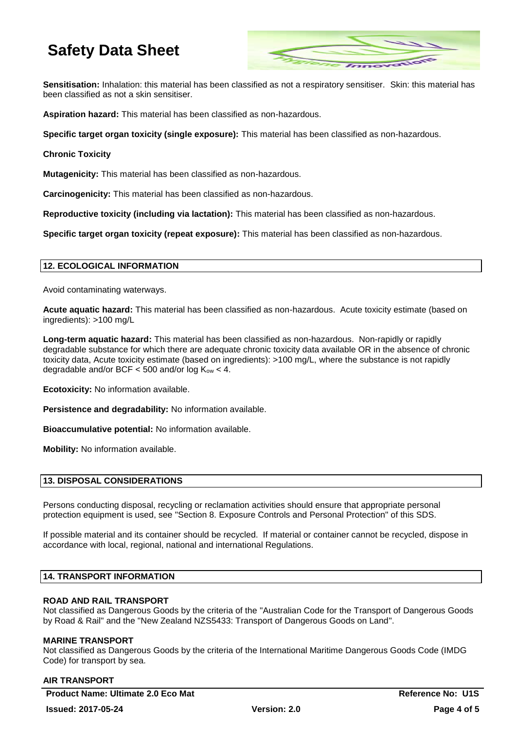**Sensitisation:** Inhalation: this material has been classified as not a respiratory sensitiser. Skin: this material has been classified as not a skin sensitiser.

**Aspiration hazard:** This material has been classified as non-hazardous.

**Specific target organ toxicity (single exposure):** This material has been classified as non-hazardous.

**Chronic Toxicity**

**Mutagenicity:** This material has been classified as non-hazardous.

**Carcinogenicity:** This material has been classified as non-hazardous.

**Reproductive toxicity (including via lactation):** This material has been classified as non-hazardous.

**Specific target organ toxicity (repeat exposure):** This material has been classified as non-hazardous.

## 12. ECOLOGICAL INFORMATION

Avoid contaminating waterways.

**Acute aquatic hazard:** This material has been classified as non-hazardous. Acute toxicity estimate (based on ingredients): >100 mg/L

**Long-term aquatic hazard:** This material has been classified as non-hazardous. Non-rapidly or rapidly degradable substance for which there are adequate chronic toxicity data available OR in the absence of chronic toxicity data, Acute toxicity estimate (based on ingredients): >100 mg/L, where the substance is not rapidly degradable and/or BCF < 500 and/or log $K_{ow}$ < 4.

**Ecotoxicity:** No information available.

**Persistence and degradability:** No information available.

**Bioaccumulative potential:** No information available.

**Mobility:** No information available.

## 13. DISPOSAL CONSIDERATIONS

Persons conducting disposal, recycling or reclamation activities should ensure that appropriate personal protection equipment is used, see "Section 8. Exposure Controls and Personal Protection" of this SDS.

If possible material and its container should be recycled. If material or container cannot be recycled, dispose in accordance with local, regional, national and international Regulations.

## 14. TRANSPORT INFORMATION

**ROAD AND RAIL TRANSPORT**
Not classified as Dangerous Goods by the criteria of the "Australian Code for the Transport of Dangerous Goods by Road & Rail" and the "New Zealand NZS5433: Transport of Dangerous Goods on Land".

**MARINE TRANSPORT**
Not classified as Dangerous Goods by the criteria of the International Maritime Dangerous Goods Code (IMDG Code) for transport by sea.

**AIR TRANSPORT**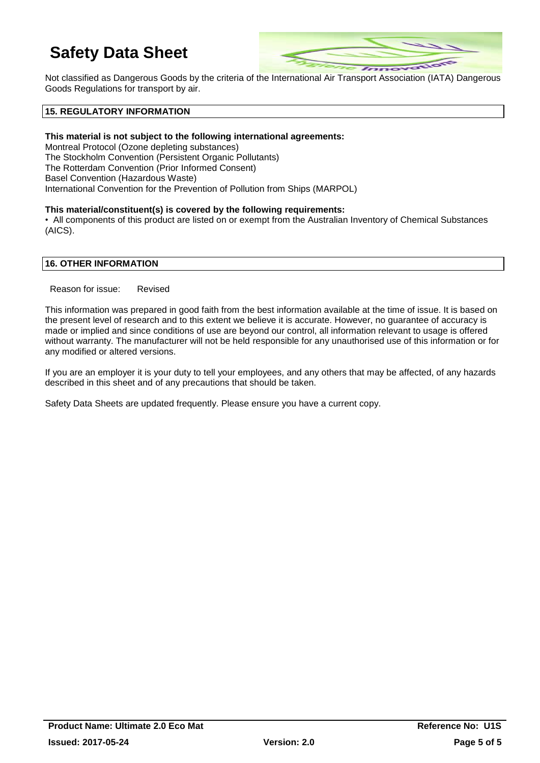Not classified as Dangerous Goods by the criteria of the International Air Transport Association (IATA) Dangerous Goods Regulations for transport by air.

## 15. REGULATORY INFORMATION

**This material is not subject to the following international agreements:**

Montreal Protocol (Ozone depleting substances)
The Stockholm Convention (Persistent Organic Pollutants)
The Rotterdam Convention (Prior Informed Consent)
Basel Convention (Hazardous Waste)
International Convention for the Prevention of Pollution from Ships (MARPOL)

**This material/constituent(s) is covered by the following requirements:**

- All components of this product are listed on or exempt from the Australian Inventory of Chemical Substances (AICS).

## 16. OTHER INFORMATION

Reason for issue: Revised

This information was prepared in good faith from the best information available at the time of issue. It is based on the present level of research and to this extent we believe it is accurate. However, no guarantee of accuracy is made or implied and since conditions of use are beyond our control, all information relevant to usage is offered without warranty. The manufacturer will not be held responsible for any unauthorised use of this information or for any modified or altered versions.

If you are an employer it is your duty to tell your employees, and any others that may be affected, of any hazards described in this sheet and of any precautions that should be taken.

Safety Data Sheets are updated frequently. Please ensure you have a current copy.